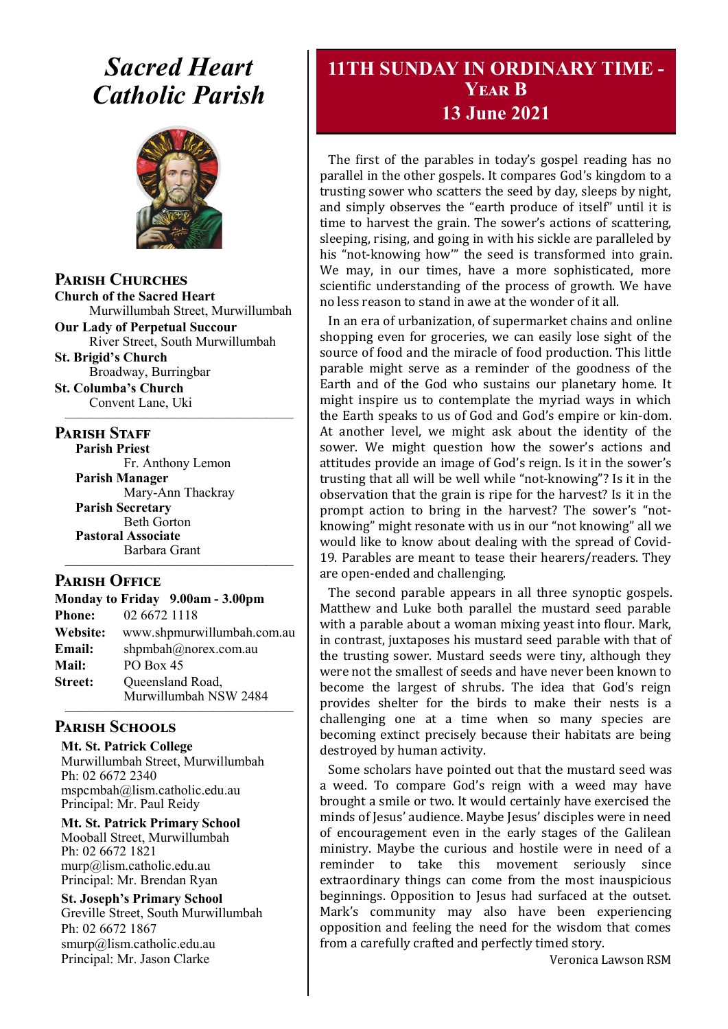# Sacred Heart Catholic Parish

## Parish Churches

**Church of the Sacred Heart**
Murwillumbah Street, Murwillumbah

**Our Lady of Perpetual Succour**
River Street, South Murwillumbah

**St. Brigid's Church**
Broadway, Burringbar

**St. Columba's Church**
Convent Lane, Uki

## Parish Staff

**Parish Priest**
Fr. Anthony Lemon

**Parish Manager**
Mary-Ann Thackray

**Parish Secretary**
Beth Gorton

**Pastoral Associate**
Barbara Grant

## Parish Office

**Monday to Friday 9.00am - 3.00pm**

**Phone:** 02 6672 1118
**Website:** www.shpmurwillumbah.com.au
**Email:** shpmbah@norex.com.au
**Mail:** PO Box 45
**Street:** Queensland Road, Murwillumbah NSW 2484

## Parish Schools

**Mt. St. Patrick College**
Murwillumbah Street, Murwillumbah
Ph: 02 6672 2340
mspcmbah@lism.catholic.edu.au
Principal: Mr. Paul Reidy

**Mt. St. Patrick Primary School**
Mooball Street, Murwillumbah
Ph: 02 6672 1821
murp@lism.catholic.edu.au
Principal: Mr. Brendan Ryan

**St. Joseph's Primary School**
Greville Street, South Murwillumbah
Ph: 02 6672 1867
smurp@lism.catholic.edu.au
Principal: Mr. Jason Clarke

# 11th Sunday in Ordinary Time - Year B
## 13 June 2021

The first of the parables in today's gospel reading has no parallel in the other gospels. It compares God's kingdom to a trusting sower who scatters the seed by day, sleeps by night, and simply observes the "earth produce of itself" until it is time to harvest the grain. The sower's actions of scattering, sleeping, rising, and going in with his sickle are paralleled by his "not-knowing how'" the seed is transformed into grain. We may, in our times, have a more sophisticated, more scientific understanding of the process of growth. We have no less reason to stand in awe at the wonder of it all.

In an era of urbanization, of supermarket chains and online shopping even for groceries, we can easily lose sight of the source of food and the miracle of food production. This little parable might serve as a reminder of the goodness of the Earth and of the God who sustains our planetary home. It might inspire us to contemplate the myriad ways in which the Earth speaks to us of God and God's empire or kin-dom. At another level, we might ask about the identity of the sower. We might question how the sower's actions and attitudes provide an image of God's reign. Is it in the sower's trusting that all will be well while "not-knowing"? Is it in the observation that the grain is ripe for the harvest? Is it in the prompt action to bring in the harvest? The sower's "not-knowing" might resonate with us in our "not knowing" all we would like to know about dealing with the spread of Covid-19. Parables are meant to tease their hearers/readers. They are open-ended and challenging.

The second parable appears in all three synoptic gospels. Matthew and Luke both parallel the mustard seed parable with a parable about a woman mixing yeast into flour. Mark, in contrast, juxtaposes his mustard seed parable with that of the trusting sower. Mustard seeds were tiny, although they were not the smallest of seeds and have never been known to become the largest of shrubs. The idea that God's reign provides shelter for the birds to make their nests is a challenging one at a time when so many species are becoming extinct precisely because their habitats are being destroyed by human activity.

Some scholars have pointed out that the mustard seed was a weed. To compare God's reign with a weed may have brought a smile or two. It would certainly have exercised the minds of Jesus' audience. Maybe Jesus' disciples were in need of encouragement even in the early stages of the Galilean ministry. Maybe the curious and hostile were in need of a reminder to take this movement seriously since extraordinary things can come from the most inauspicious beginnings. Opposition to Jesus had surfaced at the outset. Mark's community may also have been experiencing opposition and feeling the need for the wisdom that comes from a carefully crafted and perfectly timed story.

Veronica Lawson RSM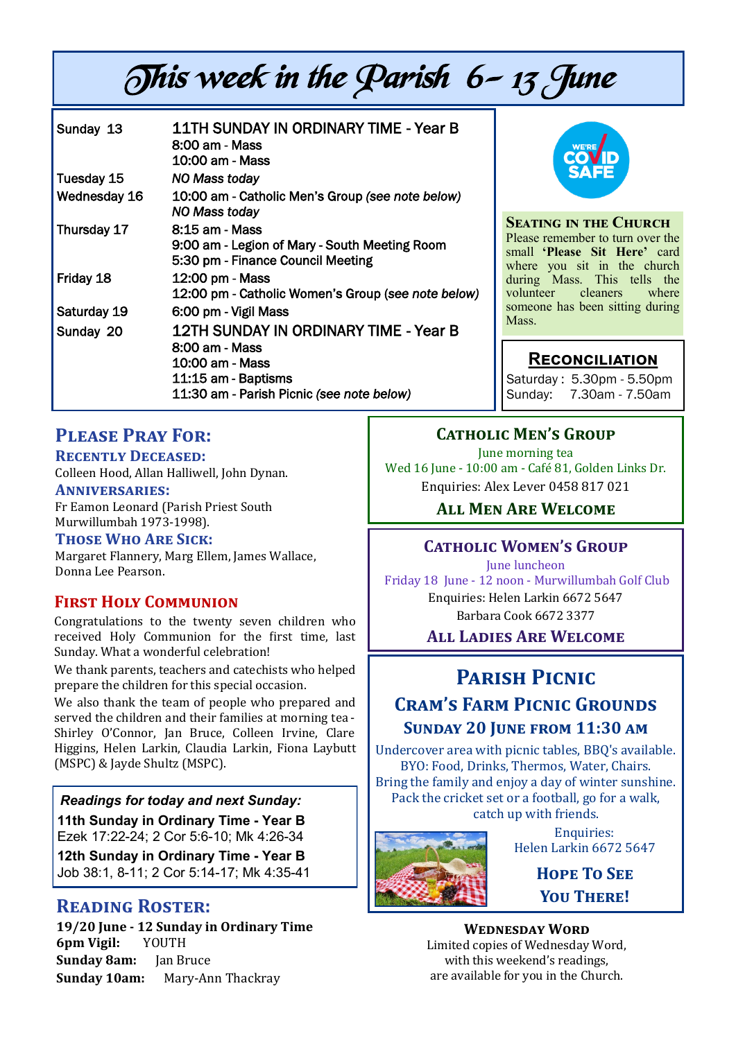# This week in the Parish 6 - 13 June

| | |
|---|---|
| Sunday 13 | 11TH SUNDAY IN ORDINARY TIME - Year B<br>8:00 am - Mass<br>10:00 am - Mass |
| Tuesday 15 | *NO Mass today* |
| Wednesday 16 | 10:00 am - Catholic Men's Group *(see note below)*<br>*NO Mass today* |
| Thursday 17 | 8:15 am - Mass<br>9:00 am - Legion of Mary - South Meeting Room<br>5:30 pm - Finance Council Meeting |
| Friday 18 | 12:00 pm - Mass<br>12:00 pm - Catholic Women's Group (*see note below)* |
| Saturday 19 | 6:00 pm - Vigil Mass |
| Sunday 20 | 12TH SUNDAY IN ORDINARY TIME - Year B<br>8:00 am - Mass<br>10:00 am - Mass<br>11:15 am - Baptisms<br>11:30 am - Parish Picnic *(see note below)* |

WE'RE COVID SAFE

### Seating in the Church

Please remember to turn over the small **'Please Sit Here'** card where you sit in the church during Mass. This tells the volunteer cleaners where someone has been sitting during Mass.

### Reconciliation

Saturday : 5.30pm - 5.50pm
Sunday: 7.30am - 7.50am

## Please Pray For:

### Recently Deceased:

Colleen Hood, Allan Halliwell, John Dynan.

### Anniversaries:

Fr Eamon Leonard (Parish Priest South Murwillumbah 1973-1998).

### Those Who Are Sick:

Margaret Flannery, Marg Ellem, James Wallace, Donna Lee Pearson.

## First Holy Communion

Congratulations to the twenty seven children who received Holy Communion for the first time, last Sunday. What a wonderful celebration!

We thank parents, teachers and catechists who helped prepare the children for this special occasion.

We also thank the team of people who prepared and served the children and their families at morning tea - Shirley O'Connor, Jan Bruce, Colleen Irvine, Clare Higgins, Helen Larkin, Claudia Larkin, Fiona Laybutt (MSPC) & Jayde Shultz (MSPC).

***Readings for today and next Sunday:***

**11th Sunday in Ordinary Time - Year B**
Ezek 17:22-24; 2 Cor 5:6-10; Mk 4:26-34

**12th Sunday in Ordinary Time - Year B**
Job 38:1, 8-11; 2 Cor 5:14-17; Mk 4:35-41

## Reading Roster:

**19/20 June - 12 Sunday in Ordinary Time**
**6pm Vigil:** YOUTH
**Sunday 8am:** Jan Bruce
**Sunday 10am:** Mary-Ann Thackray

### Catholic Men's Group

June morning tea
Wed 16 June - 10:00 am - Café 81, Golden Links Dr.
Enquiries: Alex Lever 0458 817 021

**All Men Are Welcome**

### Catholic Women's Group

June luncheon
Friday 18 June - 12 noon - Murwillumbah Golf Club
Enquiries: Helen Larkin 6672 5647
Barbara Cook 6672 3377

**All Ladies Are Welcome**

## Parish Picnic

### Cram's Farm Picnic Grounds

### Sunday 20 June from 11:30 am

Undercover area with picnic tables, BBQ's available.
BYO: Food, Drinks, Thermos, Water, Chairs.
Bring the family and enjoy a day of winter sunshine.
Pack the cricket set or a football, go for a walk, catch up with friends.

Enquiries:
Helen Larkin 6672 5647

**Hope To See You There!**

### Wednesday Word

Limited copies of Wednesday Word, with this weekend's readings, are available for you in the Church.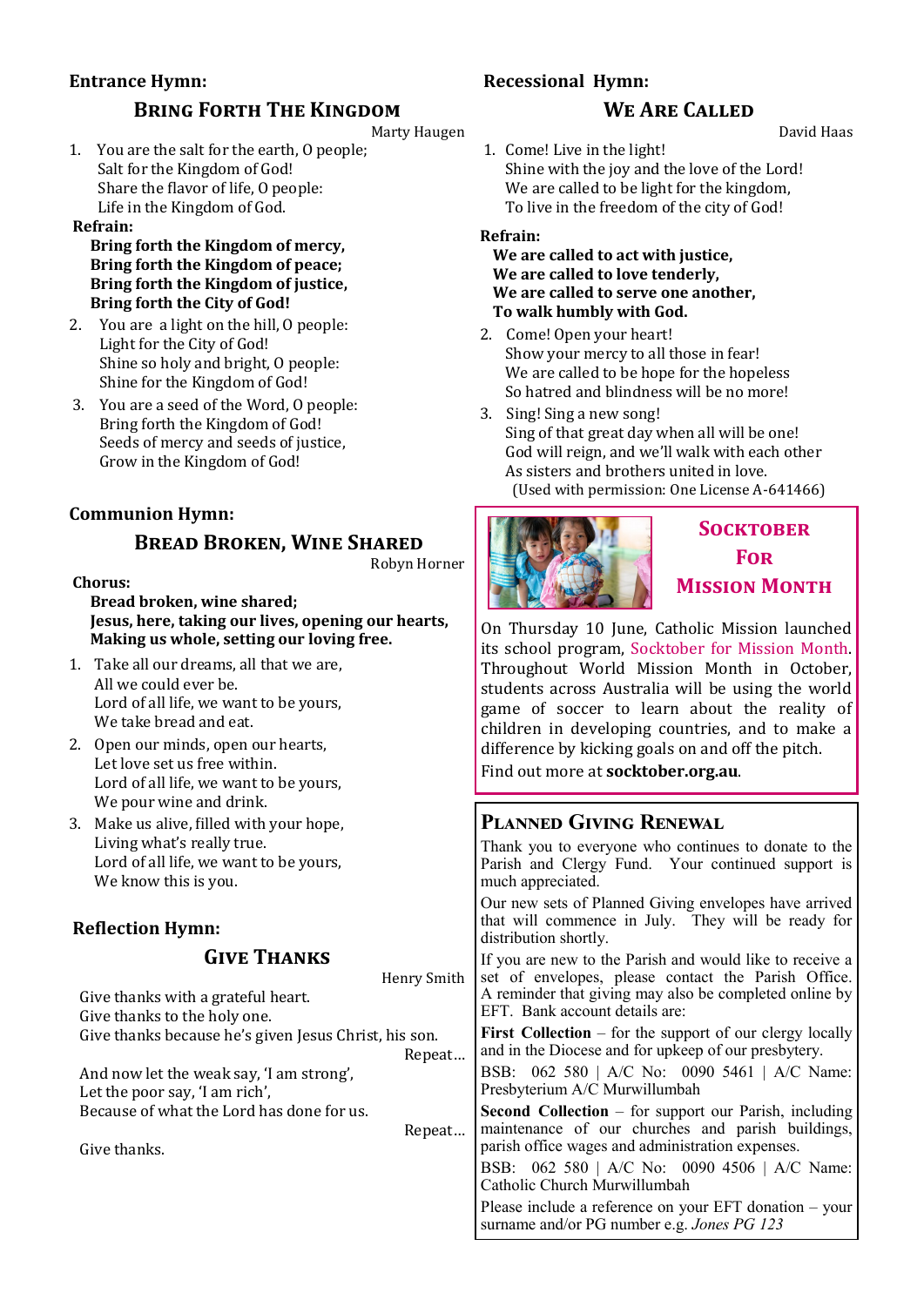**Entrance Hymn:**

## Bring Forth The Kingdom

Marty Haugen

1. You are the salt for the earth, O people;
   Salt for the Kingdom of God!
   Share the flavor of life, O people:
   Life in the Kingdom of God.

**Refrain:**
**Bring forth the Kingdom of mercy,**
**Bring forth the Kingdom of peace;**
**Bring forth the Kingdom of justice,**
**Bring forth the City of God!**

2. You are a light on the hill, O people:
   Light for the City of God!
   Shine so holy and bright, O people:
   Shine for the Kingdom of God!
3. You are a seed of the Word, O people:
   Bring forth the Kingdom of God!
   Seeds of mercy and seeds of justice,
   Grow in the Kingdom of God!

**Communion Hymn:**

## Bread Broken, Wine Shared

Robyn Horner

**Chorus:**
**Bread broken, wine shared;**
**Jesus, here, taking our lives, opening our hearts,**
**Making us whole, setting our loving free.**

1. Take all our dreams, all that we are,
   All we could ever be.
   Lord of all life, we want to be yours,
   We take bread and eat.
2. Open our minds, open our hearts,
   Let love set us free within.
   Lord of all life, we want to be yours,
   We pour wine and drink.
3. Make us alive, filled with your hope,
   Living what's really true.
   Lord of all life, we want to be yours,
   We know this is you.

**Reflection Hymn:**

## Give Thanks

Henry Smith

Give thanks with a grateful heart.
Give thanks to the holy one.
Give thanks because he's given Jesus Christ, his son.
Repeat…

And now let the weak say, 'I am strong',
Let the poor say, 'I am rich',
Because of what the Lord has done for us.
Repeat…

Give thanks.

**Recessional Hymn:**

## We Are Called

David Haas

1. Come! Live in the light!
   Shine with the joy and the love of the Lord!
   We are called to be light for the kingdom,
   To live in the freedom of the city of God!

**Refrain:**
**We are called to act with justice,**
**We are called to love tenderly,**
**We are called to serve one another,**
**To walk humbly with God.**

2. Come! Open your heart!
   Show your mercy to all those in fear!
   We are called to be hope for the hopeless
   So hatred and blindness will be no more!
3. Sing! Sing a new song!
   Sing of that great day when all will be one!
   God will reign, and we'll walk with each other
   As sisters and brothers united in love.

(Used with permission: One License A-641466)

## Socktober For Mission Month

On Thursday 10 June, Catholic Mission launched its school program, Socktober for Mission Month. Throughout World Mission Month in October, students across Australia will be using the world game of soccer to learn about the reality of children in developing countries, and to make a difference by kicking goals on and off the pitch.

Find out more at **socktober.org.au**.

## Planned Giving Renewal

Thank you to everyone who continues to donate to the Parish and Clergy Fund. Your continued support is much appreciated.

Our new sets of Planned Giving envelopes have arrived that will commence in July. They will be ready for distribution shortly.

If you are new to the Parish and would like to receive a set of envelopes, please contact the Parish Office. A reminder that giving may also be completed online by EFT. Bank account details are:

**First Collection** – for the support of our clergy locally and in the Diocese and for upkeep of our presbytery.

BSB: 062 580 | A/C No: 0090 5461 | A/C Name: Presbyterium A/C Murwillumbah

**Second Collection** – for support our Parish, including maintenance of our churches and parish buildings, parish office wages and administration expenses.

BSB: 062 580 | A/C No: 0090 4506 | A/C Name: Catholic Church Murwillumbah

Please include a reference on your EFT donation – your surname and/or PG number e.g. *Jones PG 123*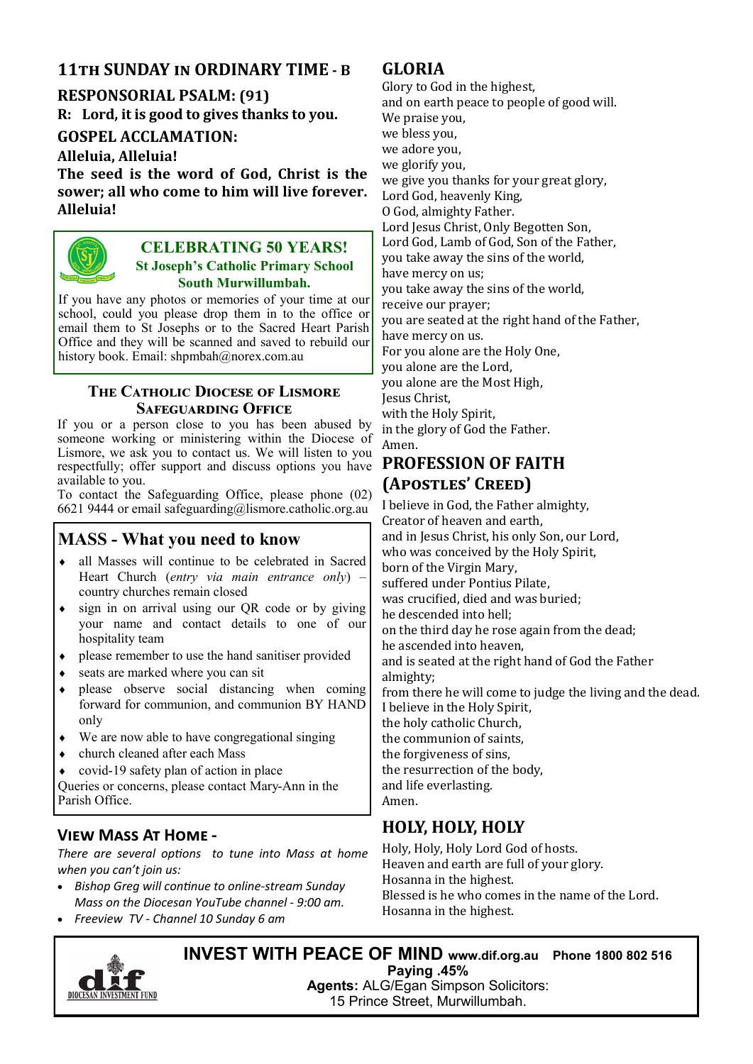## 11TH SUNDAY IN ORDINARY TIME - B

### RESPONSORIAL PSALM: (91)

**R: Lord, it is good to gives thanks to you.**

### GOSPEL ACCLAMATION:

**Alleluia, Alleluia!**
**The seed is the word of God, Christ is the sower; all who come to him will live forever. Alleluia!**

### CELEBRATING 50 YEARS!

**St Joseph's Catholic Primary School South Murwillumbah.**

If you have any photos or memories of your time at our school, could you please drop them in to the office or email them to St Josephs or to the Sacred Heart Parish Office and they will be scanned and saved to rebuild our history book. Email: shpmbah@norex.com.au

### The Catholic Diocese of Lismore Safeguarding Office

If you or a person close to you has been abused by someone working or ministering within the Diocese of Lismore, we ask you to contact us. We will listen to you respectfully; offer support and discuss options you have available to you.

To contact the Safeguarding Office, please phone (02) 6621 9444 or email safeguarding@lismore.catholic.org.au

### MASS - What you need to know

- all Masses will continue to be celebrated in Sacred Heart Church (*entry via main entrance only*) – country churches remain closed
- sign in on arrival using our QR code or by giving your name and contact details to one of our hospitality team
- please remember to use the hand sanitiser provided
- seats are marked where you can sit
- please observe social distancing when coming forward for communion, and communion BY HAND only
- We are now able to have congregational singing
- church cleaned after each Mass
- covid-19 safety plan of action in place

Queries or concerns, please contact Mary-Ann in the Parish Office.

### View Mass At Home -

*There are several options to tune into Mass at home when you can't join us:*

- *Bishop Greg will continue to online-stream Sunday Mass on the Diocesan YouTube channel - 9:00 am.*
- *Freeview TV - Channel 10 Sunday 6 am*

## GLORIA

Glory to God in the highest,
and on earth peace to people of good will.
We praise you,
we bless you,
we adore you,
we glorify you,
we give you thanks for your great glory,
Lord God, heavenly King,
O God, almighty Father.
Lord Jesus Christ, Only Begotten Son,
Lord God, Lamb of God, Son of the Father,
you take away the sins of the world,
have mercy on us;
you take away the sins of the world,
receive our prayer;
you are seated at the right hand of the Father,
have mercy on us.
For you alone are the Holy One,
you alone are the Lord,
you alone are the Most High,
Jesus Christ,
with the Holy Spirit,
in the glory of God the Father.
Amen.

## PROFESSION OF FAITH (Apostles' Creed)

I believe in God, the Father almighty,
Creator of heaven and earth,
and in Jesus Christ, his only Son, our Lord,
who was conceived by the Holy Spirit,
born of the Virgin Mary,
suffered under Pontius Pilate,
was crucified, died and was buried;
he descended into hell;
on the third day he rose again from the dead;
he ascended into heaven,
and is seated at the right hand of God the Father almighty;
from there he will come to judge the living and the dead.
I believe in the Holy Spirit,
the holy catholic Church,
the communion of saints,
the forgiveness of sins,
the resurrection of the body,
and life everlasting.
Amen.

## HOLY, HOLY, HOLY

Holy, Holy, Holy Lord God of hosts.
Heaven and earth are full of your glory.
Hosanna in the highest.
Blessed is he who comes in the name of the Lord.
Hosanna in the highest.

**INVEST WITH PEACE OF MIND** **www.dif.org.au** **Phone 1800 802 516**
**Paying .45%**
**Agents:** ALG/Egan Simpson Solicitors:
15 Prince Street, Murwillumbah.

DIOCESAN INVESTMENT FUND